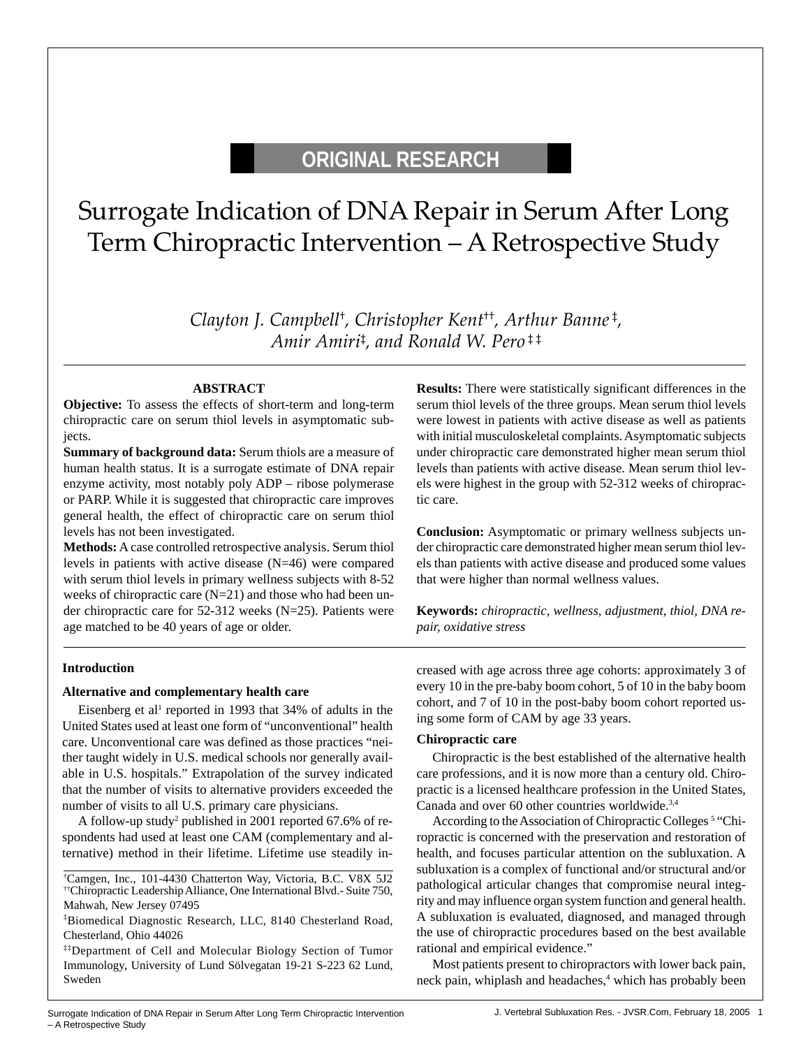ORIGINAL RESEARCH

# Surrogate Indication of DNA Repair in Serum After Long Term Chiropractic Intervention – A Retrospective Study

*Clayton J. Campbell[†], Christopher Kent[††], Arthur Banne[‡], Amir Amiri[‡], and Ronald W. Pero[‡‡]*

## ABSTRACT

**Objective:** To assess the effects of short-term and long-term chiropractic care on serum thiol levels in asymptomatic subjects.

**Summary of background data:** Serum thiols are a measure of human health status. It is a surrogate estimate of DNA repair enzyme activity, most notably poly ADP – ribose polymerase or PARP. While it is suggested that chiropractic care improves general health, the effect of chiropractic care on serum thiol levels has not been investigated.

**Methods:** A case controlled retrospective analysis. Serum thiol levels in patients with active disease (N=46) were compared with serum thiol levels in primary wellness subjects with 8-52 weeks of chiropractic care (N=21) and those who had been under chiropractic care for 52-312 weeks (N=25). Patients were age matched to be 40 years of age or older.

**Results:** There were statistically significant differences in the serum thiol levels of the three groups. Mean serum thiol levels were lowest in patients with active disease as well as patients with initial musculoskeletal complaints. Asymptomatic subjects under chiropractic care demonstrated higher mean serum thiol levels than patients with active disease. Mean serum thiol levels were highest in the group with 52-312 weeks of chiropractic care.

**Conclusion:** Asymptomatic or primary wellness subjects under chiropractic care demonstrated higher mean serum thiol levels than patients with active disease and produced some values that were higher than normal wellness values.

**Keywords:** *chiropractic, wellness, adjustment, thiol, DNA repair, oxidative stress*

## Introduction

### Alternative and complementary health care

Eisenberg et al[1] reported in 1993 that 34% of adults in the United States used at least one form of "unconventional" health care. Unconventional care was defined as those practices "neither taught widely in U.S. medical schools nor generally available in U.S. hospitals." Extrapolation of the survey indicated that the number of visits to alternative providers exceeded the number of visits to all U.S. primary care physicians.

A follow-up study[2] published in 2001 reported 67.6% of respondents had used at least one CAM (complementary and alternative) method in their lifetime. Lifetime use steadily increased with age across three age cohorts: approximately 3 of every 10 in the pre-baby boom cohort, 5 of 10 in the baby boom cohort, and 7 of 10 in the post-baby boom cohort reported using some form of CAM by age 33 years.

### Chiropractic care

Chiropractic is the best established of the alternative health care professions, and it is now more than a century old. Chiropractic is a licensed healthcare profession in the United States, Canada and over 60 other countries worldwide.[3,4]

According to the Association of Chiropractic Colleges [5] "Chiropractic is concerned with the preservation and restoration of health, and focuses particular attention on the subluxation. A subluxation is a complex of functional and/or structural and/or pathological articular changes that compromise neural integrity and may influence organ system function and general health. A subluxation is evaluated, diagnosed, and managed through the use of chiropractic procedures based on the best available rational and empirical evidence."

Most patients present to chiropractors with lower back pain, neck pain, whiplash and headaches,[4] which has probably been

---

[†]Camgen, Inc., 101-4430 Chatterton Way, Victoria, B.C. V8X 5J2

[††]Chiropractic Leadership Alliance, One International Blvd.- Suite 750, Mahwah, New Jersey 07495

[‡]Biomedical Diagnostic Research, LLC, 8140 Chesterland Road, Chesterland, Ohio 44026

[‡‡]Department of Cell and Molecular Biology Section of Tumor Immunology, University of Lund Sölvegatan 19-21 S-223 62 Lund, Sweden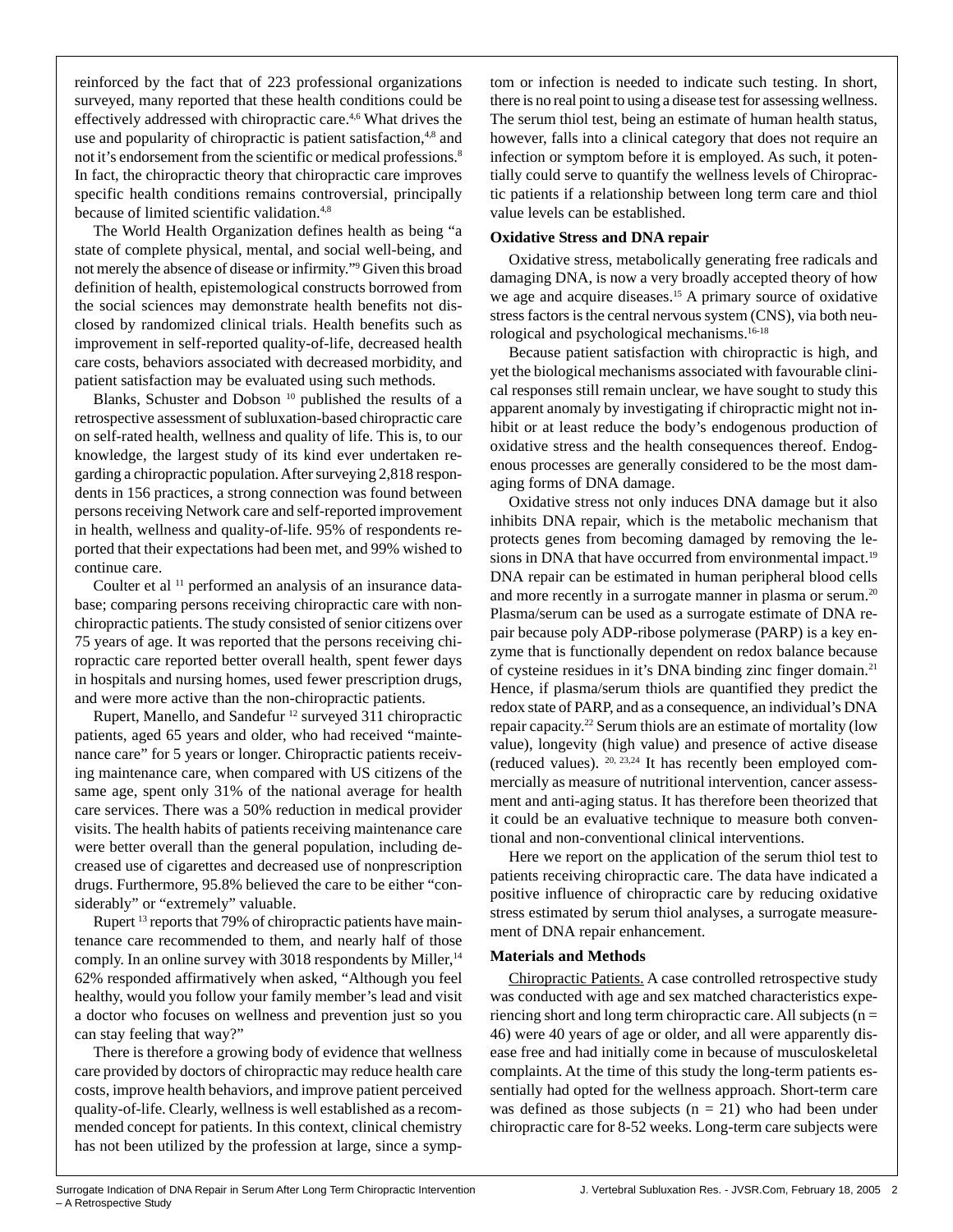reinforced by the fact that of 223 professional organizations surveyed, many reported that these health conditions could be effectively addressed with chiropractic care.[4,6] What drives the use and popularity of chiropractic is patient satisfaction,[4,8] and not it's endorsement from the scientific or medical professions.[8] In fact, the chiropractic theory that chiropractic care improves specific health conditions remains controversial, principally because of limited scientific validation.[4,8]

The World Health Organization defines health as being "a state of complete physical, mental, and social well-being, and not merely the absence of disease or infirmity."[9] Given this broad definition of health, epistemological constructs borrowed from the social sciences may demonstrate health benefits not disclosed by randomized clinical trials. Health benefits such as improvement in self-reported quality-of-life, decreased health care costs, behaviors associated with decreased morbidity, and patient satisfaction may be evaluated using such methods.

Blanks, Schuster and Dobson [10] published the results of a retrospective assessment of subluxation-based chiropractic care on self-rated health, wellness and quality of life. This is, to our knowledge, the largest study of its kind ever undertaken regarding a chiropractic population. After surveying 2,818 respondents in 156 practices, a strong connection was found between persons receiving Network care and self-reported improvement in health, wellness and quality-of-life. 95% of respondents reported that their expectations had been met, and 99% wished to continue care.

Coulter et al [11] performed an analysis of an insurance database; comparing persons receiving chiropractic care with nonchiropractic patients. The study consisted of senior citizens over 75 years of age. It was reported that the persons receiving chiropractic care reported better overall health, spent fewer days in hospitals and nursing homes, used fewer prescription drugs, and were more active than the non-chiropractic patients.

Rupert, Manello, and Sandefur [12] surveyed 311 chiropractic patients, aged 65 years and older, who had received "maintenance care" for 5 years or longer. Chiropractic patients receiving maintenance care, when compared with US citizens of the same age, spent only 31% of the national average for health care services. There was a 50% reduction in medical provider visits. The health habits of patients receiving maintenance care were better overall than the general population, including decreased use of cigarettes and decreased use of nonprescription drugs. Furthermore, 95.8% believed the care to be either "considerably" or "extremely" valuable.

Rupert [13] reports that 79% of chiropractic patients have maintenance care recommended to them, and nearly half of those comply. In an online survey with 3018 respondents by Miller,[14] 62% responded affirmatively when asked, "Although you feel healthy, would you follow your family member's lead and visit a doctor who focuses on wellness and prevention just so you can stay feeling that way?"

There is therefore a growing body of evidence that wellness care provided by doctors of chiropractic may reduce health care costs, improve health behaviors, and improve patient perceived quality-of-life. Clearly, wellness is well established as a recommended concept for patients. In this context, clinical chemistry has not been utilized by the profession at large, since a symptom or infection is needed to indicate such testing. In short, there is no real point to using a disease test for assessing wellness. The serum thiol test, being an estimate of human health status, however, falls into a clinical category that does not require an infection or symptom before it is employed. As such, it potentially could serve to quantify the wellness levels of Chiropractic patients if a relationship between long term care and thiol value levels can be established.

**Oxidative Stress and DNA repair**

Oxidative stress, metabolically generating free radicals and damaging DNA, is now a very broadly accepted theory of how we age and acquire diseases.[15] A primary source of oxidative stress factors is the central nervous system (CNS), via both neurological and psychological mechanisms.[16-18]

Because patient satisfaction with chiropractic is high, and yet the biological mechanisms associated with favourable clinical responses still remain unclear, we have sought to study this apparent anomaly by investigating if chiropractic might not inhibit or at least reduce the body's endogenous production of oxidative stress and the health consequences thereof. Endogenous processes are generally considered to be the most damaging forms of DNA damage.

Oxidative stress not only induces DNA damage but it also inhibits DNA repair, which is the metabolic mechanism that protects genes from becoming damaged by removing the lesions in DNA that have occurred from environmental impact.[19] DNA repair can be estimated in human peripheral blood cells and more recently in a surrogate manner in plasma or serum.[20] Plasma/serum can be used as a surrogate estimate of DNA repair because poly ADP-ribose polymerase (PARP) is a key enzyme that is functionally dependent on redox balance because of cysteine residues in it's DNA binding zinc finger domain.[21] Hence, if plasma/serum thiols are quantified they predict the redox state of PARP, and as a consequence, an individual's DNA repair capacity.[22] Serum thiols are an estimate of mortality (low value), longevity (high value) and presence of active disease (reduced values). [20, 23,24] It has recently been employed commercially as measure of nutritional intervention, cancer assessment and anti-aging status. It has therefore been theorized that it could be an evaluative technique to measure both conventional and non-conventional clinical interventions.

Here we report on the application of the serum thiol test to patients receiving chiropractic care. The data have indicated a positive influence of chiropractic care by reducing oxidative stress estimated by serum thiol analyses, a surrogate measurement of DNA repair enhancement.

**Materials and Methods**

Chiropractic Patients. A case controlled retrospective study was conducted with age and sex matched characteristics experiencing short and long term chiropractic care. All subjects (n = 46) were 40 years of age or older, and all were apparently disease free and had initially come in because of musculoskeletal complaints. At the time of this study the long-term patients essentially had opted for the wellness approach. Short-term care was defined as those subjects (n = 21) who had been under chiropractic care for 8-52 weeks. Long-term care subjects were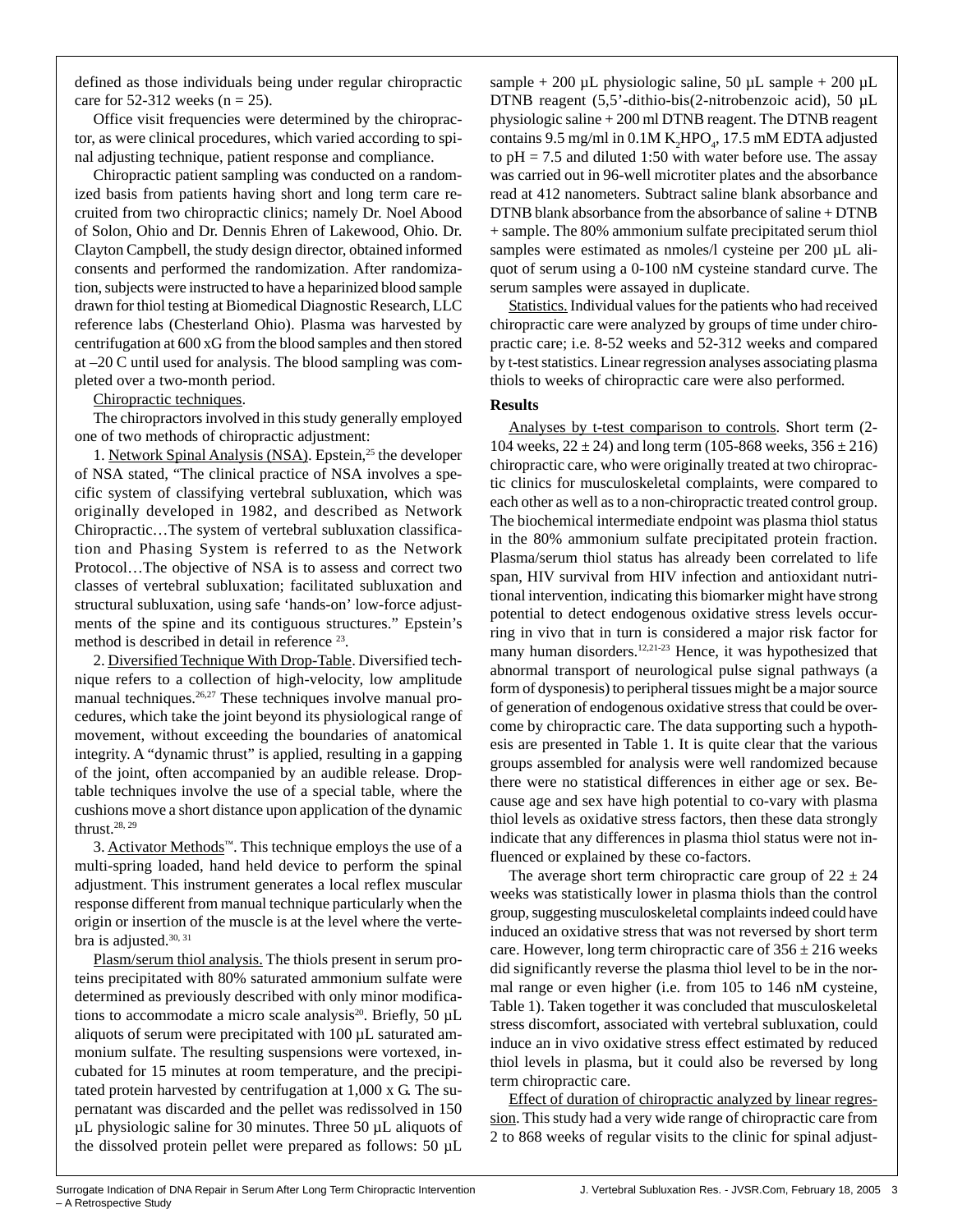defined as those individuals being under regular chiropractic care for 52-312 weeks (n = 25).

Office visit frequencies were determined by the chiropractor, as were clinical procedures, which varied according to spinal adjusting technique, patient response and compliance.

Chiropractic patient sampling was conducted on a randomized basis from patients having short and long term care recruited from two chiropractic clinics; namely Dr. Noel Abood of Solon, Ohio and Dr. Dennis Ehren of Lakewood, Ohio. Dr. Clayton Campbell, the study design director, obtained informed consents and performed the randomization. After randomization, subjects were instructed to have a heparinized blood sample drawn for thiol testing at Biomedical Diagnostic Research, LLC reference labs (Chesterland Ohio). Plasma was harvested by centrifugation at 600 xG from the blood samples and then stored at –20 C until used for analysis. The blood sampling was completed over a two-month period.

Chiropractic techniques.

The chiropractors involved in this study generally employed one of two methods of chiropractic adjustment:

1. Network Spinal Analysis (NSA). Epstein,[25] the developer of NSA stated, "The clinical practice of NSA involves a specific system of classifying vertebral subluxation, which was originally developed in 1982, and described as Network Chiropractic…The system of vertebral subluxation classification and Phasing System is referred to as the Network Protocol…The objective of NSA is to assess and correct two classes of vertebral subluxation; facilitated subluxation and structural subluxation, using safe 'hands-on' low-force adjustments of the spine and its contiguous structures." Epstein's method is described in detail in reference [23].

2. Diversified Technique With Drop-Table. Diversified technique refers to a collection of high-velocity, low amplitude manual techniques.[26,27] These techniques involve manual procedures, which take the joint beyond its physiological range of movement, without exceeding the boundaries of anatomical integrity. A "dynamic thrust" is applied, resulting in a gapping of the joint, often accompanied by an audible release. Drop-table techniques involve the use of a special table, where the cushions move a short distance upon application of the dynamic thrust.[28, 29]

3. Activator Methods™. This technique employs the use of a multi-spring loaded, hand held device to perform the spinal adjustment. This instrument generates a local reflex muscular response different from manual technique particularly when the origin or insertion of the muscle is at the level where the vertebra is adjusted.[30, 31]

Plasm/serum thiol analysis. The thiols present in serum proteins precipitated with 80% saturated ammonium sulfate were determined as previously described with only minor modifications to accommodate a micro scale analysis[20]. Briefly, 50 µL aliquots of serum were precipitated with 100 µL saturated ammonium sulfate. The resulting suspensions were vortexed, incubated for 15 minutes at room temperature, and the precipitated protein harvested by centrifugation at 1,000 x G. The supernatant was discarded and the pellet was redissolved in 150 µL physiologic saline for 30 minutes. Three 50 µL aliquots of the dissolved protein pellet were prepared as follows: 50 µL sample + 200 µL physiologic saline, 50 µL sample + 200 µL DTNB reagent (5,5'-dithio-bis(2-nitrobenzoic acid), 50 µL physiologic saline + 200 ml DTNB reagent. The DTNB reagent contains 9.5 mg/ml in 0.1M $K_2HPO_4$, 17.5 mM EDTA adjusted to pH = 7.5 and diluted 1:50 with water before use. The assay was carried out in 96-well microtiter plates and the absorbance read at 412 nanometers. Subtract saline blank absorbance and DTNB blank absorbance from the absorbance of saline + DTNB + sample. The 80% ammonium sulfate precipitated serum thiol samples were estimated as nmoles/l cysteine per 200 µL aliquot of serum using a 0-100 nM cysteine standard curve. The serum samples were assayed in duplicate.

Statistics. Individual values for the patients who had received chiropractic care were analyzed by groups of time under chiropractic care; i.e. 8-52 weeks and 52-312 weeks and compared by t-test statistics. Linear regression analyses associating plasma thiols to weeks of chiropractic care were also performed.

## Results

Analyses by t-test comparison to controls. Short term (2-104 weeks, 22 ± 24) and long term (105-868 weeks, 356 ± 216) chiropractic care, who were originally treated at two chiropractic clinics for musculoskeletal complaints, were compared to each other as well as to a non-chiropractic treated control group. The biochemical intermediate endpoint was plasma thiol status in the 80% ammonium sulfate precipitated protein fraction. Plasma/serum thiol status has already been correlated to life span, HIV survival from HIV infection and antioxidant nutritional intervention, indicating this biomarker might have strong potential to detect endogenous oxidative stress levels occurring in vivo that in turn is considered a major risk factor for many human disorders.[12,21-23] Hence, it was hypothesized that abnormal transport of neurological pulse signal pathways (a form of dysponesis) to peripheral tissues might be a major source of generation of endogenous oxidative stress that could be overcome by chiropractic care. The data supporting such a hypothesis are presented in Table 1. It is quite clear that the various groups assembled for analysis were well randomized because there were no statistical differences in either age or sex. Because age and sex have high potential to co-vary with plasma thiol levels as oxidative stress factors, then these data strongly indicate that any differences in plasma thiol status were not influenced or explained by these co-factors.

The average short term chiropractic care group of 22 ± 24 weeks was statistically lower in plasma thiols than the control group, suggesting musculoskeletal complaints indeed could have induced an oxidative stress that was not reversed by short term care. However, long term chiropractic care of 356 ± 216 weeks did significantly reverse the plasma thiol level to be in the normal range or even higher (i.e. from 105 to 146 nM cysteine, Table 1). Taken together it was concluded that musculoskeletal stress discomfort, associated with vertebral subluxation, could induce an in vivo oxidative stress effect estimated by reduced thiol levels in plasma, but it could also be reversed by long term chiropractic care.

Effect of duration of chiropractic analyzed by linear regression. This study had a very wide range of chiropractic care from 2 to 868 weeks of regular visits to the clinic for spinal adjust-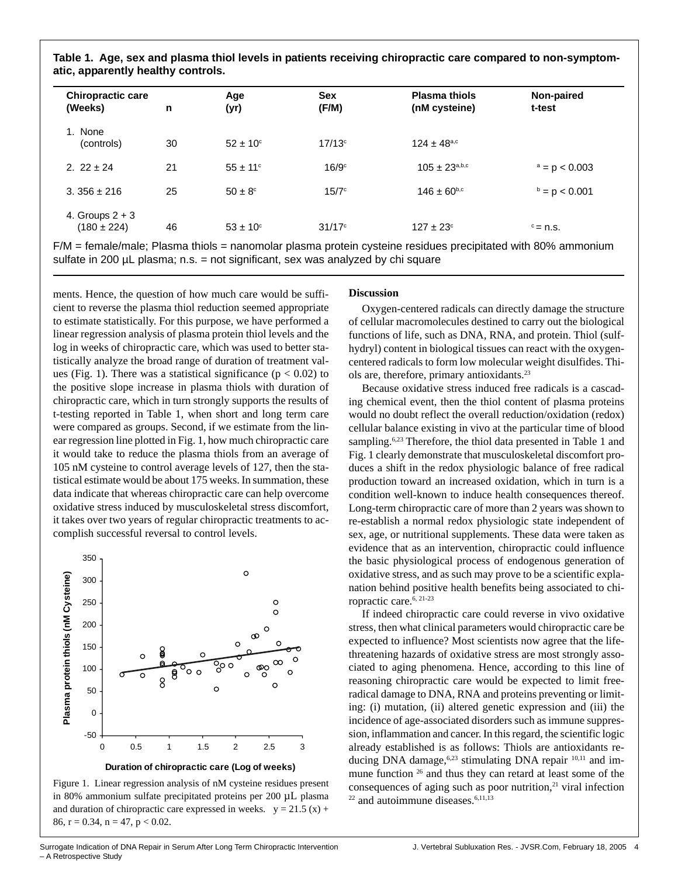**Table 1. Age, sex and plasma thiol levels in patients receiving chiropractic care compared to non-symptomatic, apparently healthy controls.**

| Chiropractic care (Weeks) | n | Age (yr) | Sex (F/M) | Plasma thiols (nM cysteine) | Non-paired t-test |
|---|---|---|---|---|---|
| 1. None (controls) | 30 | 52 ± 10[c] | 17/13[c] | 124 ± 48[a,c] | |
| 2. 22 ± 24 | 21 | 55 ± 11[c] | 16/9[c] | 105 ± 23[a,b,c] | [a] = p < 0.003 |
| 3. 356 ± 216 | 25 | 50 ± 8[c] | 15/7[c] | 146 ± 60[b,c] | [b] = p < 0.001 |
| 4. Groups 2 + 3 (180 ± 224) | 46 | 53 ± 10[c] | 31/17[c] | 127 ± 23[c] | [c] = n.s. |

F/M = female/male; Plasma thiols = nanomolar plasma protein cysteine residues precipitated with 80% ammonium sulfate in 200 µL plasma; n.s. = not significant, sex was analyzed by chi square

ments. Hence, the question of how much care would be sufficient to reverse the plasma thiol reduction seemed appropriate to estimate statistically. For this purpose, we have performed a linear regression analysis of plasma protein thiol levels and the log in weeks of chiropractic care, which was used to better statistically analyze the broad range of duration of treatment values (Fig. 1). There was a statistical significance ($p < 0.02$) to the positive slope increase in plasma thiols with duration of chiropractic care, which in turn strongly supports the results of t-testing reported in Table 1, when short and long term care were compared as groups. Second, if we estimate from the linear regression line plotted in Fig. 1, how much chiropractic care it would take to reduce the plasma thiols from an average of 105 nM cysteine to control average levels of 127, then the statistical estimate would be about 175 weeks. In summation, these data indicate that whereas chiropractic care can help overcome oxidative stress induced by musculoskeletal stress discomfort, it takes over two years of regular chiropractic treatments to accomplish successful reversal to control levels.

Figure 1. Linear regression analysis of nM cysteine residues present in 80% ammonium sulfate precipitated proteins per 200 µL plasma and duration of chiropractic care expressed in weeks. $y = 21.5\,(x) + 86$, $r = 0.34$, $n = 47$, $p < 0.02$.

**Discussion**

Oxygen-centered radicals can directly damage the structure of cellular macromolecules destined to carry out the biological functions of life, such as DNA, RNA, and protein. Thiol (sulfhydryl) content in biological tissues can react with the oxygen-centered radicals to form low molecular weight disulfides. Thiols are, therefore, primary antioxidants.[23]

Because oxidative stress induced free radicals is a cascading chemical event, then the thiol content of plasma proteins would no doubt reflect the overall reduction/oxidation (redox) cellular balance existing in vivo at the particular time of blood sampling.[6,23] Therefore, the thiol data presented in Table 1 and Fig. 1 clearly demonstrate that musculoskeletal discomfort produces a shift in the redox physiologic balance of free radical production toward an increased oxidation, which in turn is a condition well-known to induce health consequences thereof. Long-term chiropractic care of more than 2 years was shown to re-establish a normal redox physiologic state independent of sex, age, or nutritional supplements. These data were taken as evidence that as an intervention, chiropractic could influence the basic physiological process of endogenous generation of oxidative stress, and as such may prove to be a scientific explanation behind positive health benefits being associated to chiropractic care.[6, 21-23]

If indeed chiropractic care could reverse in vivo oxidative stress, then what clinical parameters would chiropractic care be expected to influence? Most scientists now agree that the life-threatening hazards of oxidative stress are most strongly associated to aging phenomena. Hence, according to this line of reasoning chiropractic care would be expected to limit free-radical damage to DNA, RNA and proteins preventing or limiting: (i) mutation, (ii) altered genetic expression and (iii) the incidence of age-associated disorders such as immune suppression, inflammation and cancer. In this regard, the scientific logic already established is as follows: Thiols are antioxidants reducing DNA damage,[6,23] stimulating DNA repair [10,11] and immune function [26] and thus they can retard at least some of the consequences of aging such as poor nutrition,[21] viral infection [22] and autoimmune diseases.[6,11,13]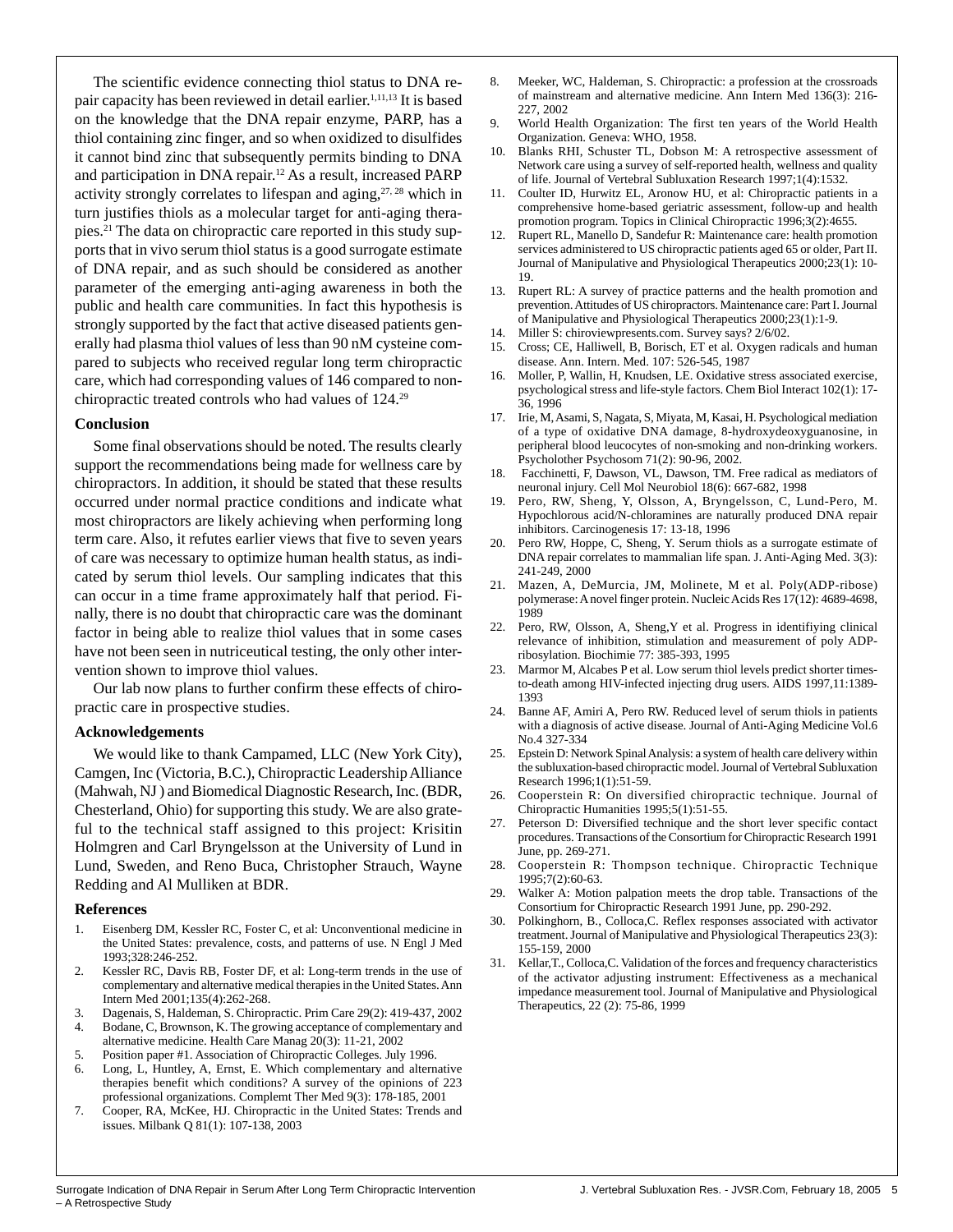The scientific evidence connecting thiol status to DNA repair capacity has been reviewed in detail earlier.[1,11,13] It is based on the knowledge that the DNA repair enzyme, PARP, has a thiol containing zinc finger, and so when oxidized to disulfides it cannot bind zinc that subsequently permits binding to DNA and participation in DNA repair.[12] As a result, increased PARP activity strongly correlates to lifespan and aging,[27, 28] which in turn justifies thiols as a molecular target for anti-aging therapies.[21] The data on chiropractic care reported in this study supports that in vivo serum thiol status is a good surrogate estimate of DNA repair, and as such should be considered as another parameter of the emerging anti-aging awareness in both the public and health care communities. In fact this hypothesis is strongly supported by the fact that active diseased patients generally had plasma thiol values of less than 90 nM cysteine compared to subjects who received regular long term chiropractic care, which had corresponding values of 146 compared to non-chiropractic treated controls who had values of 124.[29]

### Conclusion

Some final observations should be noted. The results clearly support the recommendations being made for wellness care by chiropractors. In addition, it should be stated that these results occurred under normal practice conditions and indicate what most chiropractors are likely achieving when performing long term care. Also, it refutes earlier views that five to seven years of care was necessary to optimize human health status, as indicated by serum thiol levels. Our sampling indicates that this can occur in a time frame approximately half that period. Finally, there is no doubt that chiropractic care was the dominant factor in being able to realize thiol values that in some cases have not been seen in nutriceutical testing, the only other intervention shown to improve thiol values.

Our lab now plans to further confirm these effects of chiropractic care in prospective studies.

### Acknowledgements

We would like to thank Campamed, LLC (New York City), Camgen, Inc (Victoria, B.C.), Chiropractic Leadership Alliance (Mahwah, NJ ) and Biomedical Diagnostic Research, Inc. (BDR, Chesterland, Ohio) for supporting this study. We are also grateful to the technical staff assigned to this project: Krisitin Holmgren and Carl Bryngelsson at the University of Lund in Lund, Sweden, and Reno Buca, Christopher Strauch, Wayne Redding and Al Mulliken at BDR.

### References

1. Eisenberg DM, Kessler RC, Foster C, et al: Unconventional medicine in the United States: prevalence, costs, and patterns of use. N Engl J Med 1993;328:246-252.
2. Kessler RC, Davis RB, Foster DF, et al: Long-term trends in the use of complementary and alternative medical therapies in the United States. Ann Intern Med 2001;135(4):262-268.
3. Dagenais, S, Haldeman, S. Chiropractic. Prim Care 29(2): 419-437, 2002
4. Bodane, C, Brownson, K. The growing acceptance of complementary and alternative medicine. Health Care Manag 20(3): 11-21, 2002
5. Position paper #1. Association of Chiropractic Colleges. July 1996.
6. Long, L, Huntley, A, Ernst, E. Which complementary and alternative therapies benefit which conditions? A survey of the opinions of 223 professional organizations. Complemt Ther Med 9(3): 178-185, 2001
7. Cooper, RA, McKee, HJ. Chiropractic in the United States: Trends and issues. Milbank Q 81(1): 107-138, 2003
8. Meeker, WC, Haldeman, S. Chiropractic: a profession at the crossroads of mainstream and alternative medicine. Ann Intern Med 136(3): 216-227, 2002
9. World Health Organization: The first ten years of the World Health Organization. Geneva: WHO, 1958.
10. Blanks RHI, Schuster TL, Dobson M: A retrospective assessment of Network care using a survey of self-reported health, wellness and quality of life. Journal of Vertebral Subluxation Research 1997;1(4):1532.
11. Coulter ID, Hurwitz EL, Aronow HU, et al: Chiropractic patients in a comprehensive home-based geriatric assessment, follow-up and health promotion program. Topics in Clinical Chiropractic 1996;3(2):4655.
12. Rupert RL, Manello D, Sandefur R: Maintenance care: health promotion services administered to US chiropractic patients aged 65 or older, Part II. Journal of Manipulative and Physiological Therapeutics 2000;23(1): 10-19.
13. Rupert RL: A survey of practice patterns and the health promotion and prevention. Attitudes of US chiropractors. Maintenance care: Part I. Journal of Manipulative and Physiological Therapeutics 2000;23(1):1-9.
14. Miller S: chiroviewpresents.com. Survey says? 2/6/02.
15. Cross; CE, Halliwell, B, Borisch, ET et al. Oxygen radicals and human disease. Ann. Intern. Med. 107: 526-545, 1987
16. Moller, P, Wallin, H, Knudsen, LE. Oxidative stress associated exercise, psychological stress and life-style factors. Chem Biol Interact 102(1): 17-36, 1996
17. Irie, M, Asami, S, Nagata, S, Miyata, M, Kasai, H. Psychological mediation of a type of oxidative DNA damage, 8-hydroxydeoxyguanosine, in peripheral blood leucocytes of non-smoking and non-drinking workers. Psycholother Psychosom 71(2): 90-96, 2002.
18. Facchinetti, F, Dawson, VL, Dawson, TM. Free radical as mediators of neuronal injury. Cell Mol Neurobiol 18(6): 667-682, 1998
19. Pero, RW, Sheng, Y, Olsson, A, Bryngelsson, C, Lund-Pero, M. Hypochlorous acid/N-chloramines are naturally produced DNA repair inhibitors. Carcinogenesis 17: 13-18, 1996
20. Pero RW, Hoppe, C, Sheng, Y. Serum thiols as a surrogate estimate of DNA repair correlates to mammalian life span. J. Anti-Aging Med. 3(3): 241-249, 2000
21. Mazen, A, DeMurcia, JM, Molinete, M et al. Poly(ADP-ribose) polymerase: A novel finger protein. Nucleic Acids Res 17(12): 4689-4698, 1989
22. Pero, RW, Olsson, A, Sheng,Y et al. Progress in identifiying clinical relevance of inhibition, stimulation and measurement of poly ADP-ribosylation. Biochimie 77: 385-393, 1995
23. Marmor M, Alcabes P et al. Low serum thiol levels predict shorter times-to-death among HIV-infected injecting drug users. AIDS 1997,11:1389-1393
24. Banne AF, Amiri A, Pero RW. Reduced level of serum thiols in patients with a diagnosis of active disease. Journal of Anti-Aging Medicine Vol.6 No.4 327-334
25. Epstein D: Network Spinal Analysis: a system of health care delivery within the subluxation-based chiropractic model. Journal of Vertebral Subluxation Research 1996;1(1):51-59.
26. Cooperstein R: On diversified chiropractic technique. Journal of Chiropractic Humanities 1995;5(1):51-55.
27. Peterson D: Diversified technique and the short lever specific contact procedures. Transactions of the Consortium for Chiropractic Research 1991 June, pp. 269-271.
28. Cooperstein R: Thompson technique. Chiropractic Technique 1995;7(2):60-63.
29. Walker A: Motion palpation meets the drop table. Transactions of the Consortium for Chiropractic Research 1991 June, pp. 290-292.
30. Polkinghorn, B., Colloca,C. Reflex responses associated with activator treatment. Journal of Manipulative and Physiological Therapeutics 23(3): 155-159, 2000
31. Kellar,T., Colloca,C. Validation of the forces and frequency characteristics of the activator adjusting instrument: Effectiveness as a mechanical impedance measurement tool. Journal of Manipulative and Physiological Therapeutics, 22 (2): 75-86, 1999